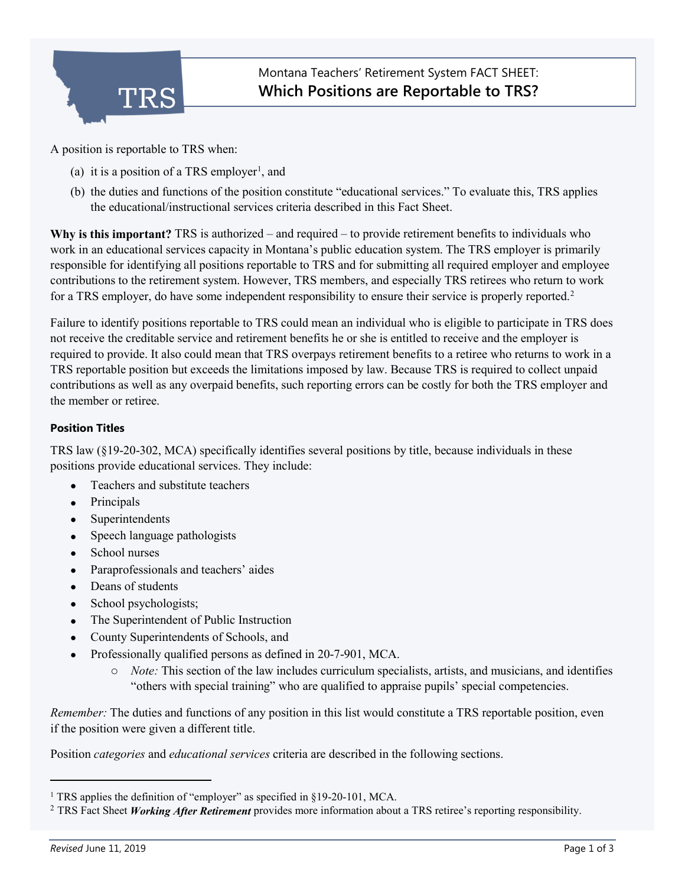# Montana Teachers' Retirement System FACT SHEET: Which Positions are Reportable to TRS?

A position is reportable to TRS when:

(a) it is a position of a TRS employer[1], and

(b) the duties and functions of the position constitute "educational services." To evaluate this, TRS applies the educational/instructional services criteria described in this Fact Sheet.

**Why is this important?** TRS is authorized – and required – to provide retirement benefits to individuals who work in an educational services capacity in Montana's public education system. The TRS employer is primarily responsible for identifying all positions reportable to TRS and for submitting all required employer and employee contributions to the retirement system. However, TRS members, and especially TRS retirees who return to work for a TRS employer, do have some independent responsibility to ensure their service is properly reported.[2]

Failure to identify positions reportable to TRS could mean an individual who is eligible to participate in TRS does not receive the creditable service and retirement benefits he or she is entitled to receive and the employer is required to provide. It also could mean that TRS overpays retirement benefits to a retiree who returns to work in a TRS reportable position but exceeds the limitations imposed by law. Because TRS is required to collect unpaid contributions as well as any overpaid benefits, such reporting errors can be costly for both the TRS employer and the member or retiree.

### Position Titles

TRS law (§19-20-302, MCA) specifically identifies several positions by title, because individuals in these positions provide educational services. They include:

- Teachers and substitute teachers
- Principals
- Superintendents
- Speech language pathologists
- School nurses
- Paraprofessionals and teachers' aides
- Deans of students
- School psychologists;
- The Superintendent of Public Instruction
- County Superintendents of Schools, and
- Professionally qualified persons as defined in 20-7-901, MCA.
    - *Note:* This section of the law includes curriculum specialists, artists, and musicians, and identifies "others with special training" who are qualified to appraise pupils' special competencies.

*Remember:* The duties and functions of any position in this list would constitute a TRS reportable position, even if the position were given a different title.

Position *categories* and *educational services* criteria are described in the following sections.

---

[1] TRS applies the definition of "employer" as specified in §19-20-101, MCA.

[2] TRS Fact Sheet ***Working After Retirement*** provides more information about a TRS retiree's reporting responsibility.

*Revised* June 11, 2019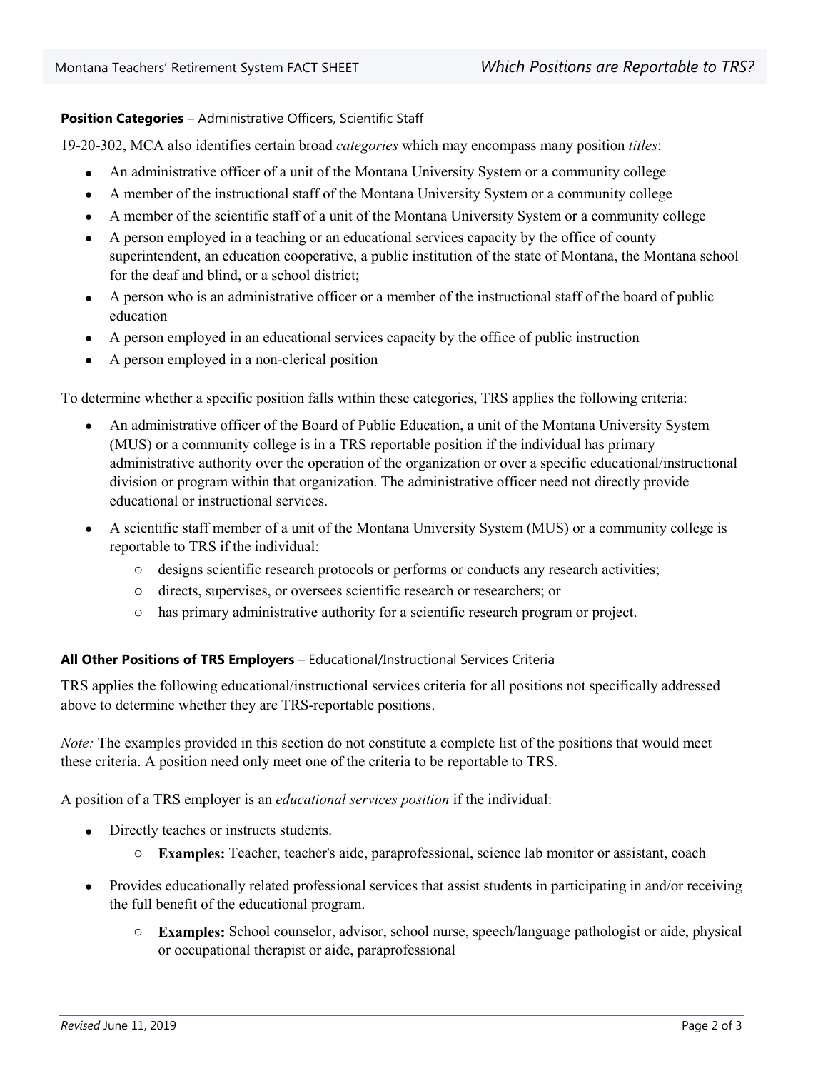**Position Categories** – Administrative Officers, Scientific Staff

19-20-302, MCA also identifies certain broad *categories* which may encompass many position *titles*:

- An administrative officer of a unit of the Montana University System or a community college
- A member of the instructional staff of the Montana University System or a community college
- A member of the scientific staff of a unit of the Montana University System or a community college
- A person employed in a teaching or an educational services capacity by the office of county superintendent, an education cooperative, a public institution of the state of Montana, the Montana school for the deaf and blind, or a school district;
- A person who is an administrative officer or a member of the instructional staff of the board of public education
- A person employed in an educational services capacity by the office of public instruction
- A person employed in a non-clerical position

To determine whether a specific position falls within these categories, TRS applies the following criteria:

- An administrative officer of the Board of Public Education, a unit of the Montana University System (MUS) or a community college is in a TRS reportable position if the individual has primary administrative authority over the operation of the organization or over a specific educational/instructional division or program within that organization. The administrative officer need not directly provide educational or instructional services.
- A scientific staff member of a unit of the Montana University System (MUS) or a community college is reportable to TRS if the individual:
  - designs scientific research protocols or performs or conducts any research activities;
  - directs, supervises, or oversees scientific research or researchers; or
  - has primary administrative authority for a scientific research program or project.

**All Other Positions of TRS Employers** – Educational/Instructional Services Criteria

TRS applies the following educational/instructional services criteria for all positions not specifically addressed above to determine whether they are TRS-reportable positions.

*Note:* The examples provided in this section do not constitute a complete list of the positions that would meet these criteria. A position need only meet one of the criteria to be reportable to TRS.

A position of a TRS employer is an *educational services position* if the individual:

- Directly teaches or instructs students.
  - **Examples:** Teacher, teacher's aide, paraprofessional, science lab monitor or assistant, coach
- Provides educationally related professional services that assist students in participating in and/or receiving the full benefit of the educational program.
  - **Examples:** School counselor, advisor, school nurse, speech/language pathologist or aide, physical or occupational therapist or aide, paraprofessional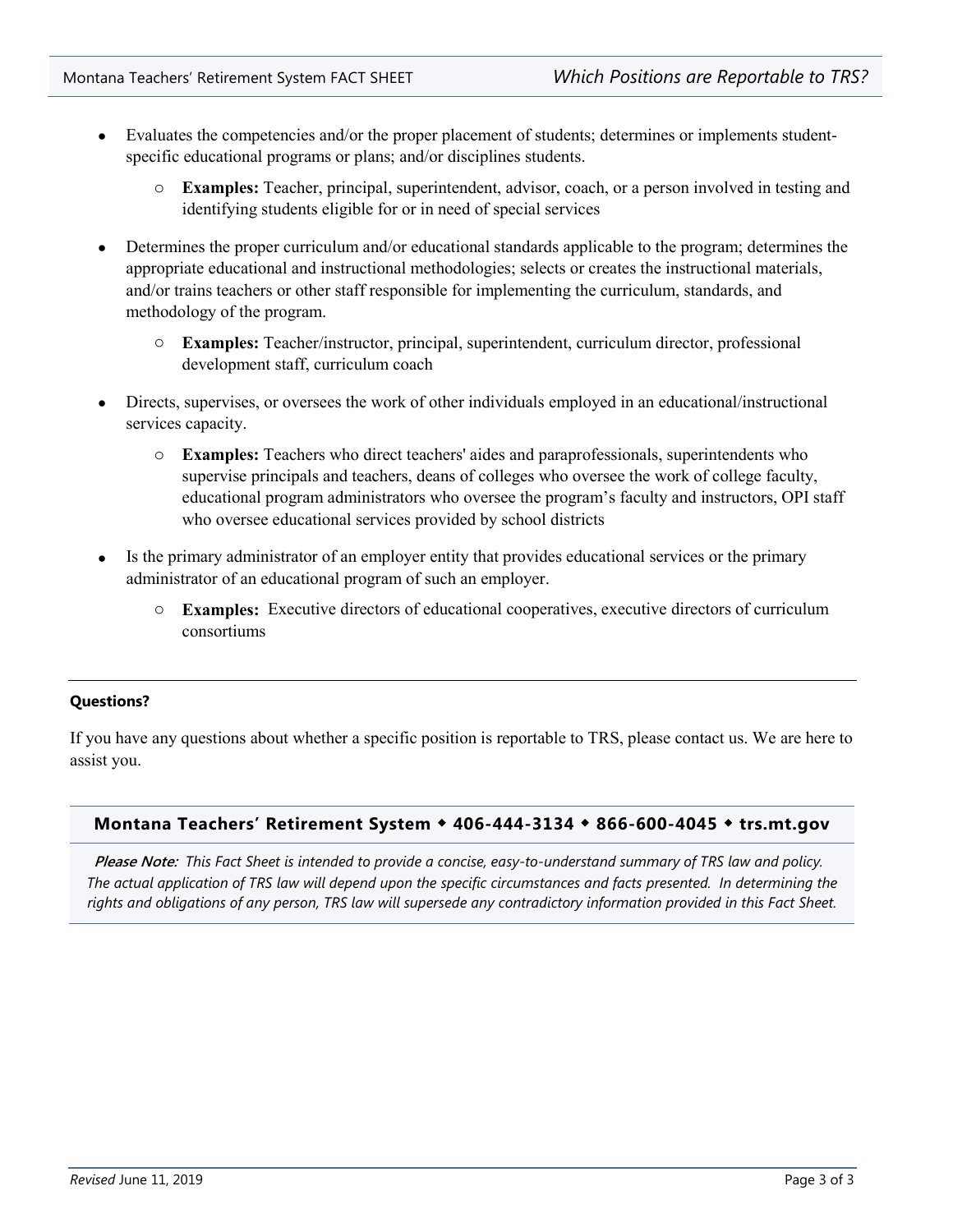- Evaluates the competencies and/or the proper placement of students; determines or implements student-specific educational programs or plans; and/or disciplines students.
    - **Examples:** Teacher, principal, superintendent, advisor, coach, or a person involved in testing and identifying students eligible for or in need of special services
- Determines the proper curriculum and/or educational standards applicable to the program; determines the appropriate educational and instructional methodologies; selects or creates the instructional materials, and/or trains teachers or other staff responsible for implementing the curriculum, standards, and methodology of the program.
    - **Examples:** Teacher/instructor, principal, superintendent, curriculum director, professional development staff, curriculum coach
- Directs, supervises, or oversees the work of other individuals employed in an educational/instructional services capacity.
    - **Examples:** Teachers who direct teachers' aides and paraprofessionals, superintendents who supervise principals and teachers, deans of colleges who oversee the work of college faculty, educational program administrators who oversee the program's faculty and instructors, OPI staff who oversee educational services provided by school districts
- Is the primary administrator of an employer entity that provides educational services or the primary administrator of an educational program of such an employer.
    - **Examples:** Executive directors of educational cooperatives, executive directors of curriculum consortiums

---

**Questions?**

If you have any questions about whether a specific position is reportable to TRS, please contact us. We are here to assist you.

**Montana Teachers' Retirement System ◆ 406-444-3134 ◆ 866-600-4045 ◆ trs.mt.gov**

***Please Note:*** *This Fact Sheet is intended to provide a concise, easy-to-understand summary of TRS law and policy. The actual application of TRS law will depend upon the specific circumstances and facts presented. In determining the rights and obligations of any person, TRS law will supersede any contradictory information provided in this Fact Sheet.*